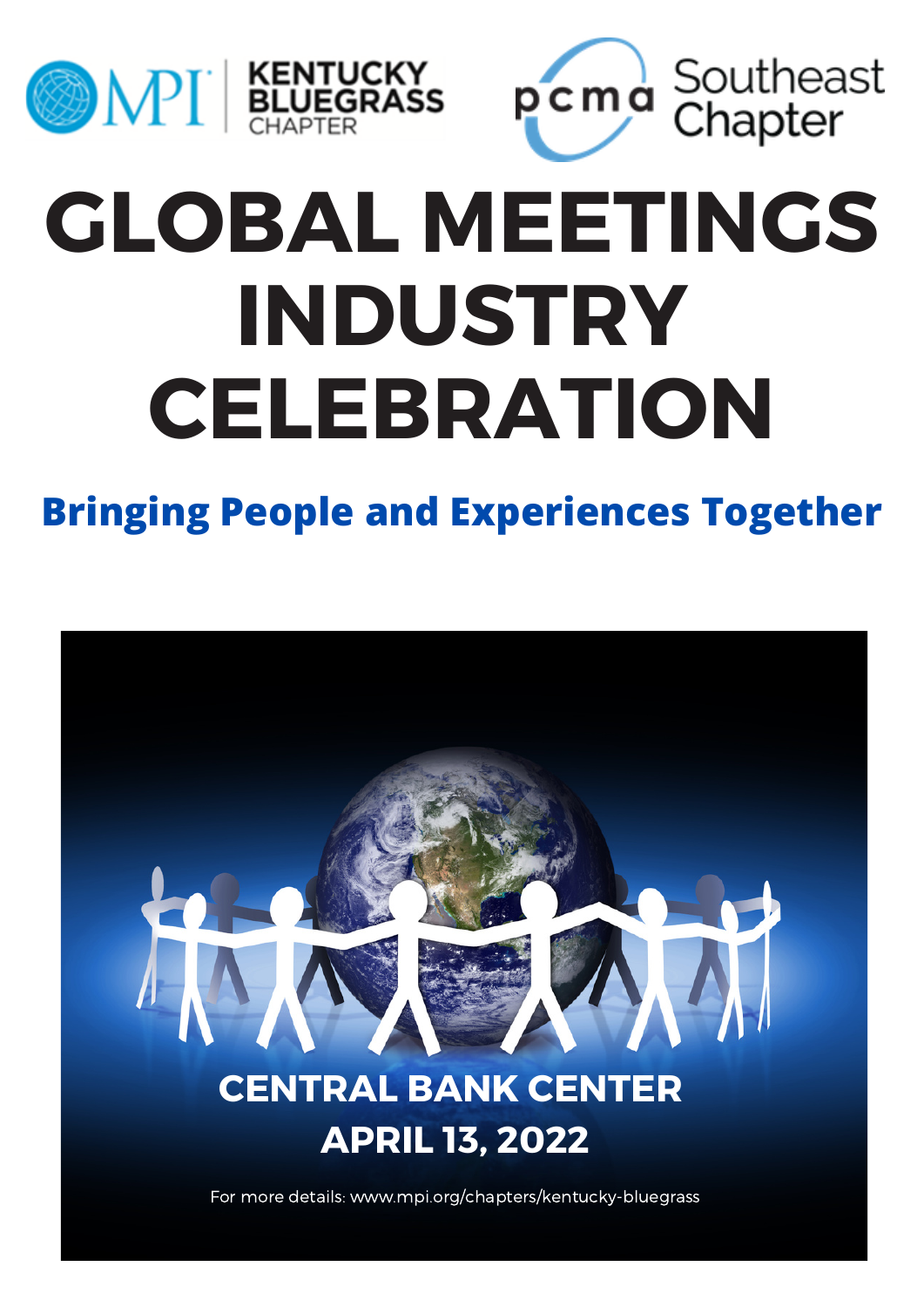MPI | KENTUCKY BLUEGRASS CHAPTER

pcma Southeast Chapter

# GLOBAL MEETINGS INDUSTRY CELEBRATION

## Bringing People and Experiences Together

**CENTRAL BANK CENTER**

**APRIL 13, 2022**

For more details: www.mpi.org/chapters/kentucky-bluegrass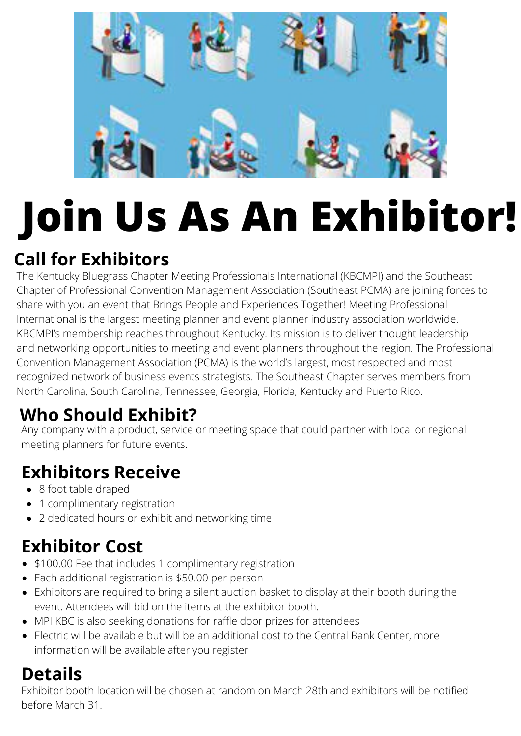# Join Us As An Exhibitor!

## Call for Exhibitors

The Kentucky Bluegrass Chapter Meeting Professionals International (KBCMPI) and the Southeast Chapter of Professional Convention Management Association (Southeast PCMA) are joining forces to share with you an event that Brings People and Experiences Together! Meeting Professional International is the largest meeting planner and event planner industry association worldwide. KBCMPI's membership reaches throughout Kentucky. Its mission is to deliver thought leadership and networking opportunities to meeting and event planners throughout the region. The Professional Convention Management Association (PCMA) is the world's largest, most respected and most recognized network of business events strategists. The Southeast Chapter serves members from North Carolina, South Carolina, Tennessee, Georgia, Florida, Kentucky and Puerto Rico.

## Who Should Exhibit?

Any company with a product, service or meeting space that could partner with local or regional meeting planners for future events.

## Exhibitors Receive

- 8 foot table draped
- 1 complimentary registration
- 2 dedicated hours or exhibit and networking time

## Exhibitor Cost

- $100.00 Fee that includes 1 complimentary registration
- Each additional registration is $50.00 per person
- Exhibitors are required to bring a silent auction basket to display at their booth during the event. Attendees will bid on the items at the exhibitor booth.
- MPI KBC is also seeking donations for raffle door prizes for attendees
- Electric will be available but will be an additional cost to the Central Bank Center, more information will be available after you register

## Details

Exhibitor booth location will be chosen at random on March 28th and exhibitors will be notified before March 31.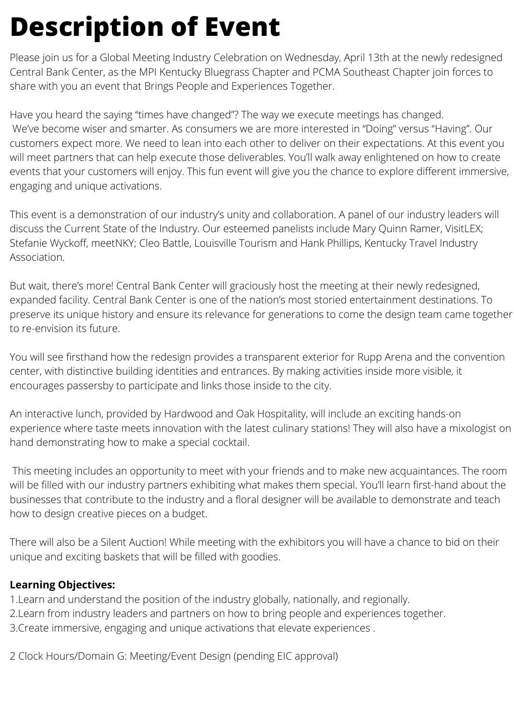# Description of Event

Please join us for a Global Meeting Industry Celebration on Wednesday, April 13th at the newly redesigned Central Bank Center, as the MPI Kentucky Bluegrass Chapter and PCMA Southeast Chapter join forces to share with you an event that Brings People and Experiences Together.

Have you heard the saying "times have changed"? The way we execute meetings has changed. We've become wiser and smarter. As consumers we are more interested in "Doing" versus "Having". Our customers expect more. We need to lean into each other to deliver on their expectations. At this event you will meet partners that can help execute those deliverables. You'll walk away enlightened on how to create events that your customers will enjoy. This fun event will give you the chance to explore different immersive, engaging and unique activations.

This event is a demonstration of our industry's unity and collaboration. A panel of our industry leaders will discuss the Current State of the Industry. Our esteemed panelists include Mary Quinn Ramer, VisitLEX; Stefanie Wyckoff, meetNKY; Cleo Battle, Louisville Tourism and Hank Phillips, Kentucky Travel Industry Association.

But wait, there's more! Central Bank Center will graciously host the meeting at their newly redesigned, expanded facility. Central Bank Center is one of the nation's most storied entertainment destinations. To preserve its unique history and ensure its relevance for generations to come the design team came together to re-envision its future.

You will see firsthand how the redesign provides a transparent exterior for Rupp Arena and the convention center, with distinctive building identities and entrances. By making activities inside more visible, it encourages passersby to participate and links those inside to the city.

An interactive lunch, provided by Hardwood and Oak Hospitality, will include an exciting hands-on experience where taste meets innovation with the latest culinary stations! They will also have a mixologist on hand demonstrating how to make a special cocktail.

This meeting includes an opportunity to meet with your friends and to make new acquaintances. The room will be filled with our industry partners exhibiting what makes them special. You'll learn first-hand about the businesses that contribute to the industry and a floral designer will be available to demonstrate and teach how to design creative pieces on a budget.

There will also be a Silent Auction! While meeting with the exhibitors you will have a chance to bid on their unique and exciting baskets that will be filled with goodies.

**Learning Objectives:**

1. Learn and understand the position of the industry globally, nationally, and regionally.
2. Learn from industry leaders and partners on how to bring people and experiences together.
3. Create immersive, engaging and unique activations that elevate experiences .

2 Clock Hours/Domain G: Meeting/Event Design (pending EIC approval)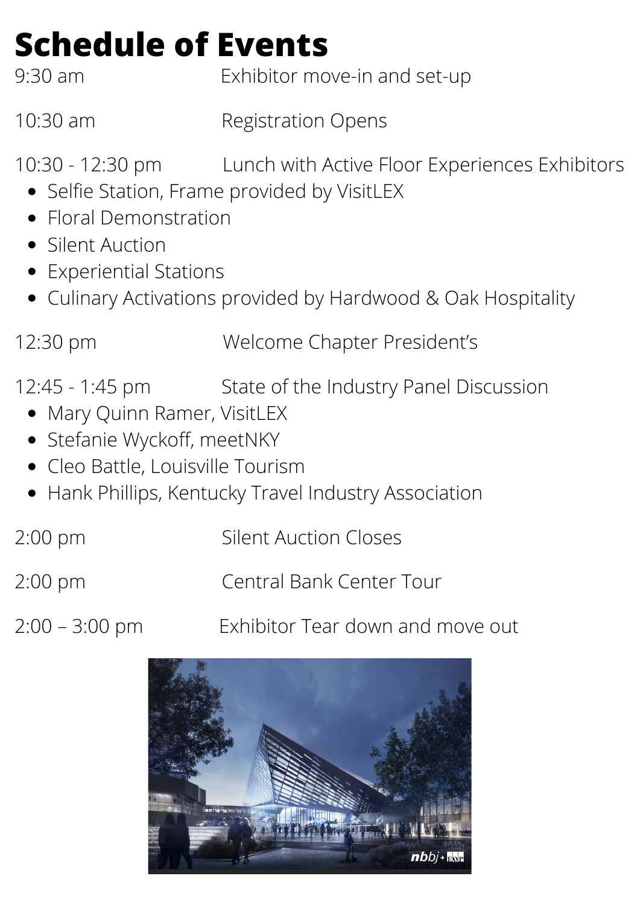# Schedule of Events

9:30 am Exhibitor move-in and set-up

10:30 am Registration Opens

10:30 - 12:30 pm Lunch with Active Floor Experiences Exhibitors

- Selfie Station, Frame provided by VisitLEX
- Floral Demonstration
- Silent Auction
- Experiential Stations
- Culinary Activations provided by Hardwood & Oak Hospitality

12:30 pm Welcome Chapter President's

12:45 - 1:45 pm State of the Industry Panel Discussion

- Mary Quinn Ramer, VisitLEX
- Stefanie Wyckoff, meetNKY
- Cleo Battle, Louisville Tourism
- Hank Phillips, Kentucky Travel Industry Association

2:00 pm Silent Auction Closes

2:00 pm Central Bank Center Tour

2:00 – 3:00 pm Exhibitor Tear down and move out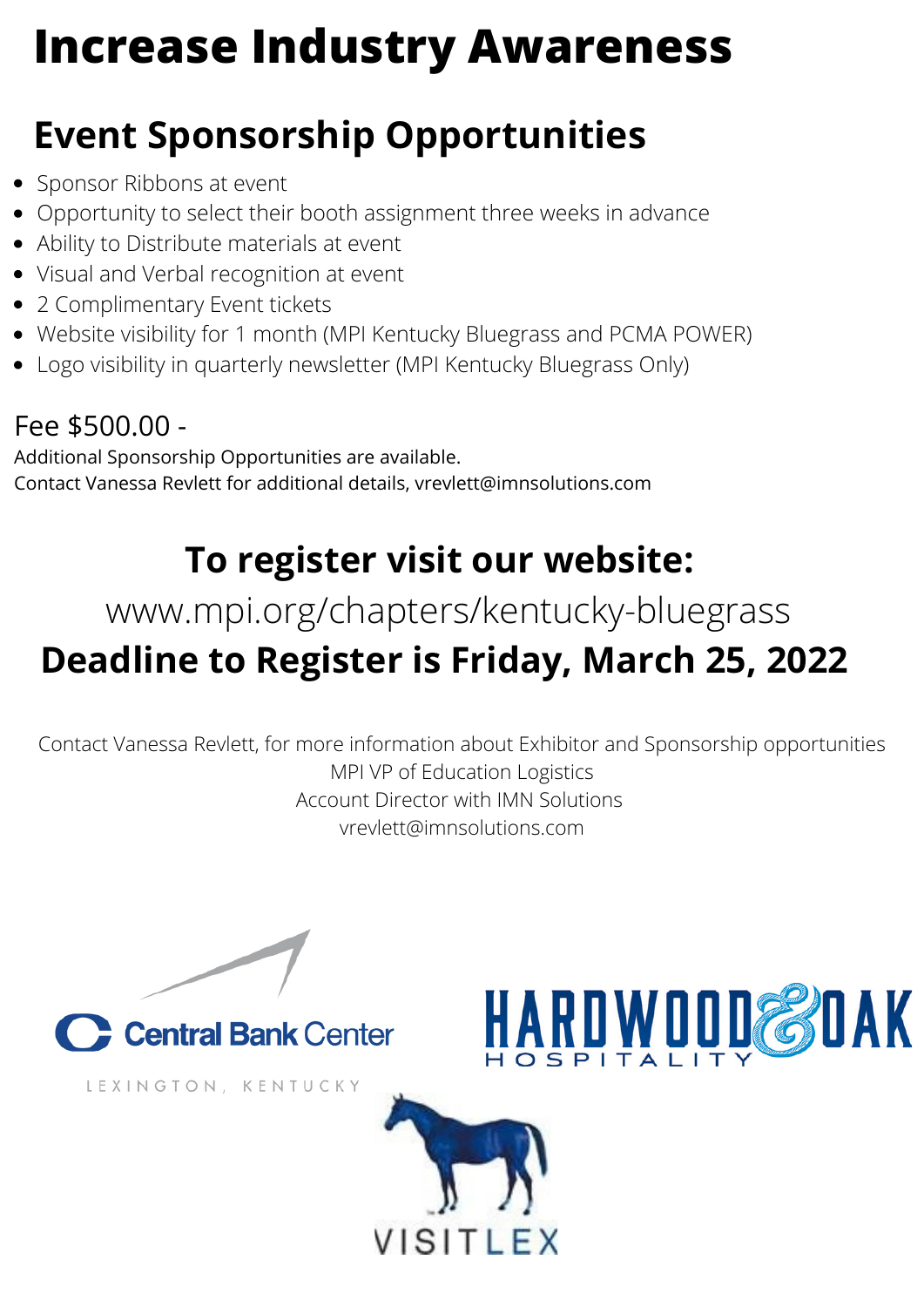# Increase Industry Awareness

## Event Sponsorship Opportunities

- Sponsor Ribbons at event
- Opportunity to select their booth assignment three weeks in advance
- Ability to Distribute materials at event
- Visual and Verbal recognition at event
- 2 Complimentary Event tickets
- Website visibility for 1 month (MPI Kentucky Bluegrass and PCMA POWER)
- Logo visibility in quarterly newsletter (MPI Kentucky Bluegrass Only)

Fee $500.00 -

Additional Sponsorship Opportunities are available.
Contact Vanessa Revlett for additional details, vrevlett@imnsolutions.com

## To register visit our website:

www.mpi.org/chapters/kentucky-bluegrass

## Deadline to Register is Friday, March 25, 2022

Contact Vanessa Revlett, for more information about Exhibitor and Sponsorship opportunities
MPI VP of Education Logistics
Account Director with IMN Solutions
vrevlett@imnsolutions.com

Central Bank Center
LEXINGTON, KENTUCKY

HARDWOOD & OAK
HOSPITALITY

VISITLEX